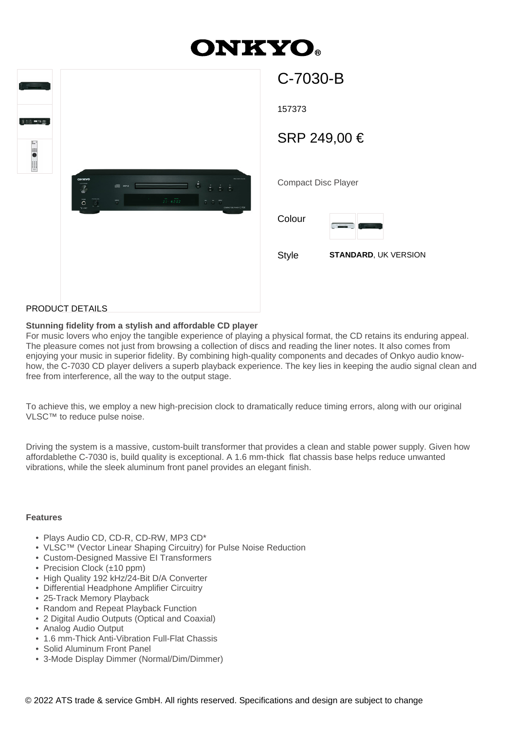# ONKYO

## C-7030-B

157373

SRP 249,00 €

Compact Disc Player

Colour

Style **STANDARD**, UK VERSION

PRODUCT DETAILS

**Stunning fidelity from a stylish and affordable CD player**

For music lovers who enjoy the tangible experience of playing a physical format, the CD retains its enduring appeal. The pleasure comes not just from browsing a collection of discs and reading the liner notes. It also comes from enjoying your music in superior fidelity. By combining high-quality components and decades of Onkyo audio know-how, the C-7030 CD player delivers a superb playback experience. The key lies in keeping the audio signal clean and free from interference, all the way to the output stage.

To achieve this, we employ a new high-precision clock to dramatically reduce timing errors, along with our original VLSC™ to reduce pulse noise.

Driving the system is a massive, custom-built transformer that provides a clean and stable power supply. Given how affordablethe C-7030 is, build quality is exceptional. A 1.6 mm-thick flat chassis base helps reduce unwanted vibrations, while the sleek aluminum front panel provides an elegant finish.

**Features**

- Plays Audio CD, CD-R, CD-RW, MP3 CD*
- VLSC™ (Vector Linear Shaping Circuitry) for Pulse Noise Reduction
- Custom-Designed Massive EI Transformers
- Precision Clock (±10 ppm)
- High Quality 192 kHz/24-Bit D/A Converter
- Differential Headphone Amplifier Circuitry
- 25-Track Memory Playback
- Random and Repeat Playback Function
- 2 Digital Audio Outputs (Optical and Coaxial)
- Analog Audio Output
- 1.6 mm-Thick Anti-Vibration Full-Flat Chassis
- Solid Aluminum Front Panel
- 3-Mode Display Dimmer (Normal/Dim/Dimmer)

© 2022 ATS trade & service GmbH. All rights reserved. Specifications and design are subject to change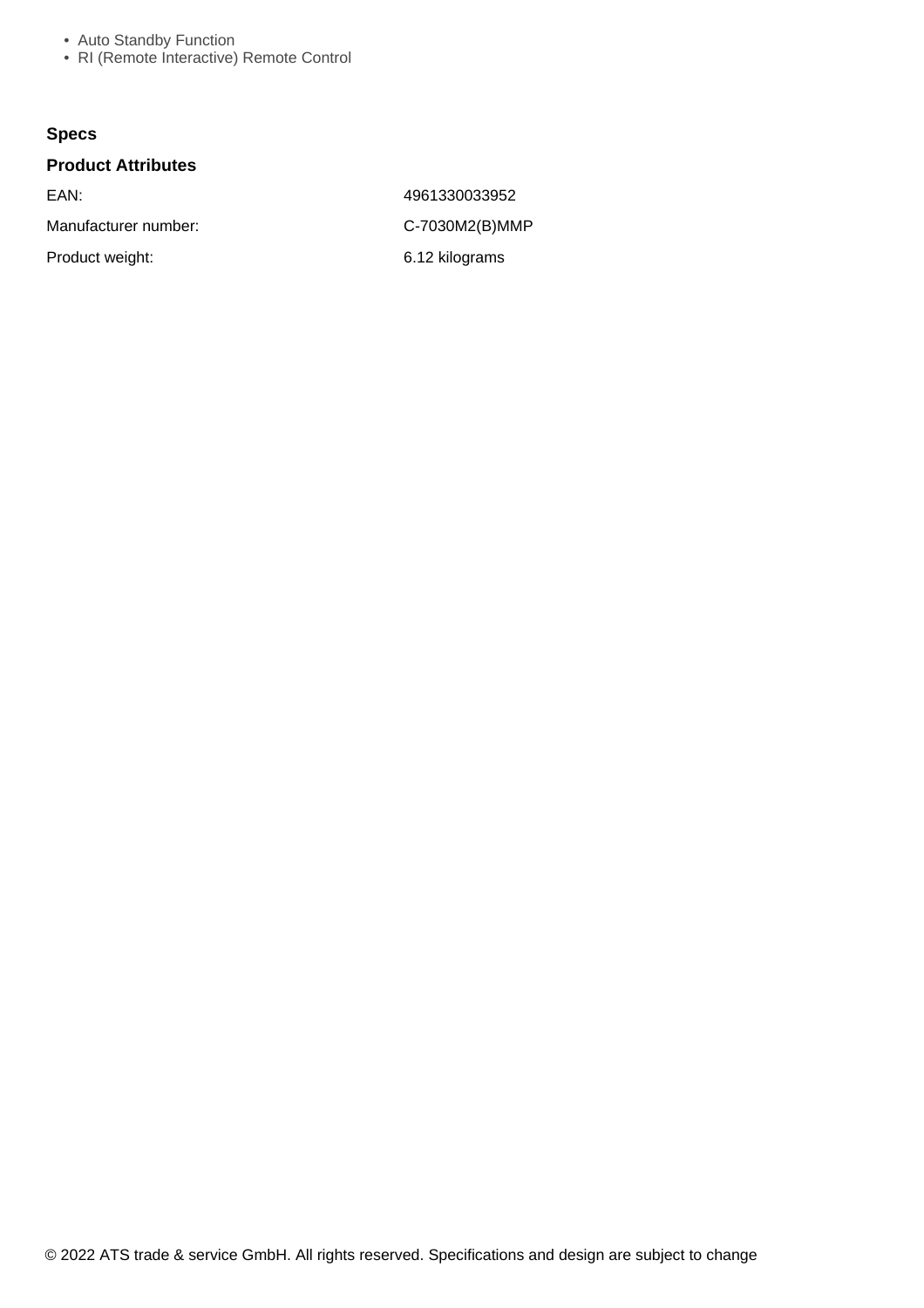- Auto Standby Function
- RI (Remote Interactive) Remote Control

## Specs

### Product Attributes

| | |
|---|---|
| EAN: | 4961330033952 |
| Manufacturer number: | C-7030M2(B)MMP |
| Product weight: | 6.12 kilograms |

© 2022 ATS trade & service GmbH. All rights reserved. Specifications and design are subject to change